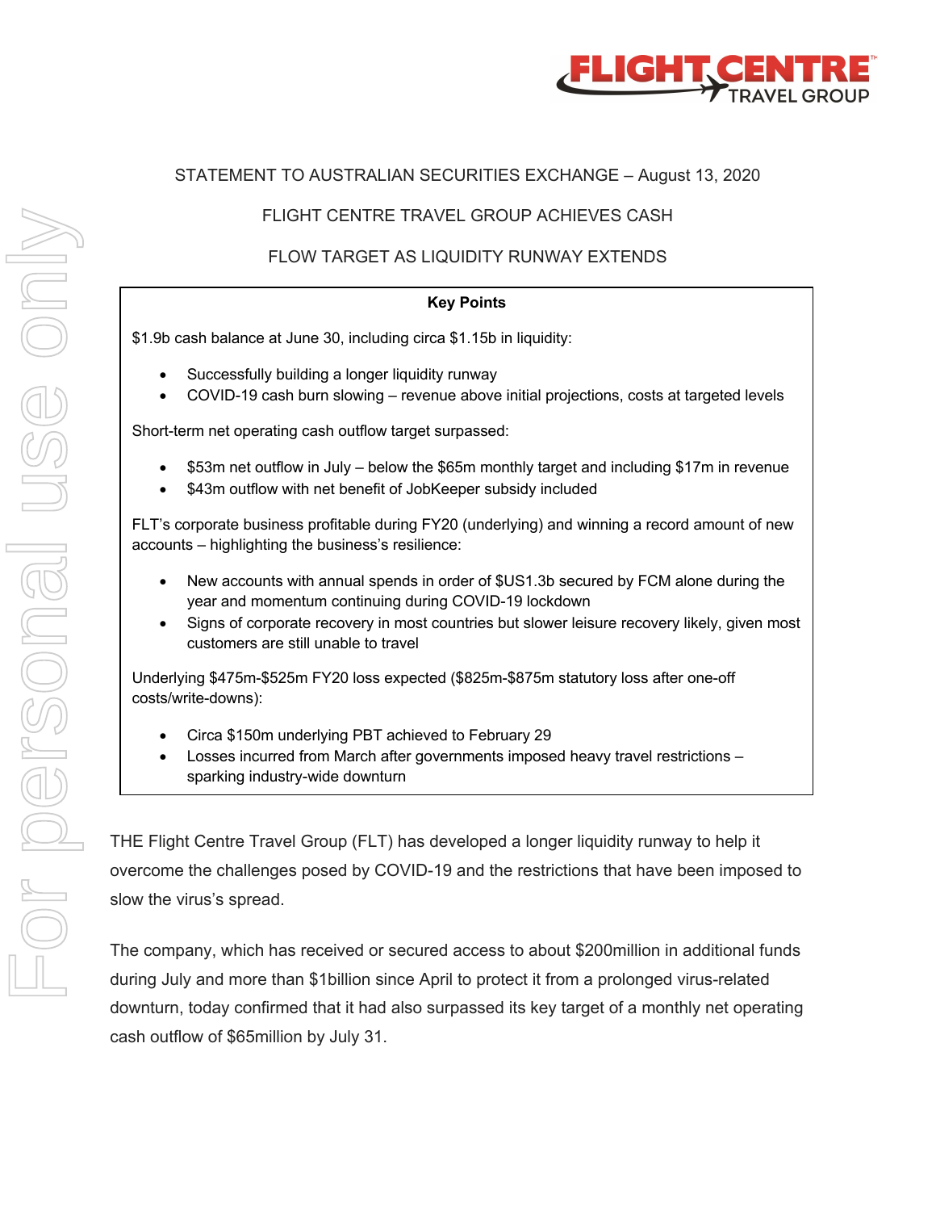STATEMENT TO AUSTRALIAN SECURITIES EXCHANGE – August 13, 2020

# FLIGHT CENTRE TRAVEL GROUP ACHIEVES CASH FLOW TARGET AS LIQUIDITY RUNWAY EXTENDS

**Key Points**

$1.9b cash balance at June 30, including circa $1.15b in liquidity:

- Successfully building a longer liquidity runway
- COVID-19 cash burn slowing – revenue above initial projections, costs at targeted levels

Short-term net operating cash outflow target surpassed:

- $53m net outflow in July – below the $65m monthly target and including $17m in revenue
- $43m outflow with net benefit of JobKeeper subsidy included

FLT's corporate business profitable during FY20 (underlying) and winning a record amount of new accounts – highlighting the business's resilience:

- New accounts with annual spends in order of $US1.3b secured by FCM alone during the year and momentum continuing during COVID-19 lockdown
- Signs of corporate recovery in most countries but slower leisure recovery likely, given most customers are still unable to travel

Underlying $475m-$525m FY20 loss expected ($825m-$875m statutory loss after one-off costs/write-downs):

- Circa $150m underlying PBT achieved to February 29
- Losses incurred from March after governments imposed heavy travel restrictions – sparking industry-wide downturn

THE Flight Centre Travel Group (FLT) has developed a longer liquidity runway to help it overcome the challenges posed by COVID-19 and the restrictions that have been imposed to slow the virus's spread.

The company, which has received or secured access to about $200million in additional funds during July and more than $1billion since April to protect it from a prolonged virus-related downturn, today confirmed that it had also surpassed its key target of a monthly net operating cash outflow of $65million by July 31.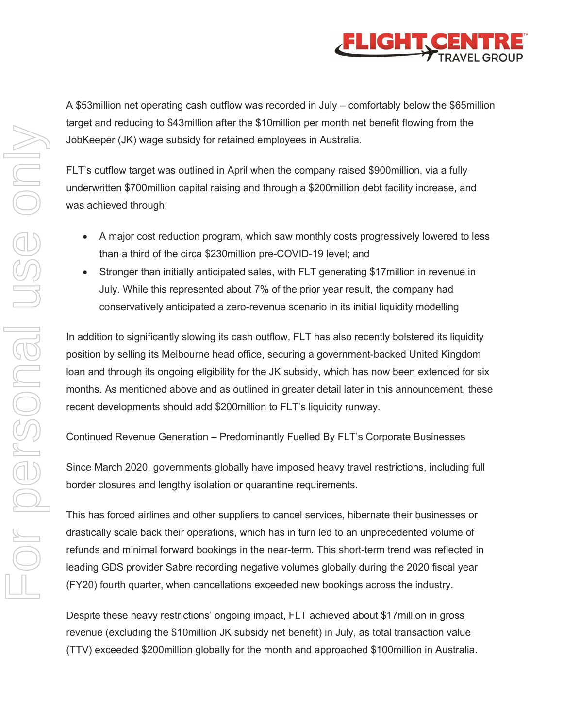A $53million net operating cash outflow was recorded in July – comfortably below the $65million target and reducing to $43million after the $10million per month net benefit flowing from the JobKeeper (JK) wage subsidy for retained employees in Australia.

FLT's outflow target was outlined in April when the company raised $900million, via a fully underwritten $700million capital raising and through a $200million debt facility increase, and was achieved through:

- A major cost reduction program, which saw monthly costs progressively lowered to less than a third of the circa $230million pre-COVID-19 level; and
- Stronger than initially anticipated sales, with FLT generating $17million in revenue in July. While this represented about 7% of the prior year result, the company had conservatively anticipated a zero-revenue scenario in its initial liquidity modelling

In addition to significantly slowing its cash outflow, FLT has also recently bolstered its liquidity position by selling its Melbourne head office, securing a government-backed United Kingdom loan and through its ongoing eligibility for the JK subsidy, which has now been extended for six months. As mentioned above and as outlined in greater detail later in this announcement, these recent developments should add $200million to FLT's liquidity runway.

<u>Continued Revenue Generation – Predominantly Fuelled By FLT's Corporate Businesses</u>

Since March 2020, governments globally have imposed heavy travel restrictions, including full border closures and lengthy isolation or quarantine requirements.

This has forced airlines and other suppliers to cancel services, hibernate their businesses or drastically scale back their operations, which has in turn led to an unprecedented volume of refunds and minimal forward bookings in the near-term. This short-term trend was reflected in leading GDS provider Sabre recording negative volumes globally during the 2020 fiscal year (FY20) fourth quarter, when cancellations exceeded new bookings across the industry.

Despite these heavy restrictions' ongoing impact, FLT achieved about $17million in gross revenue (excluding the $10million JK subsidy net benefit) in July, as total transaction value (TTV) exceeded $200million globally for the month and approached $100million in Australia.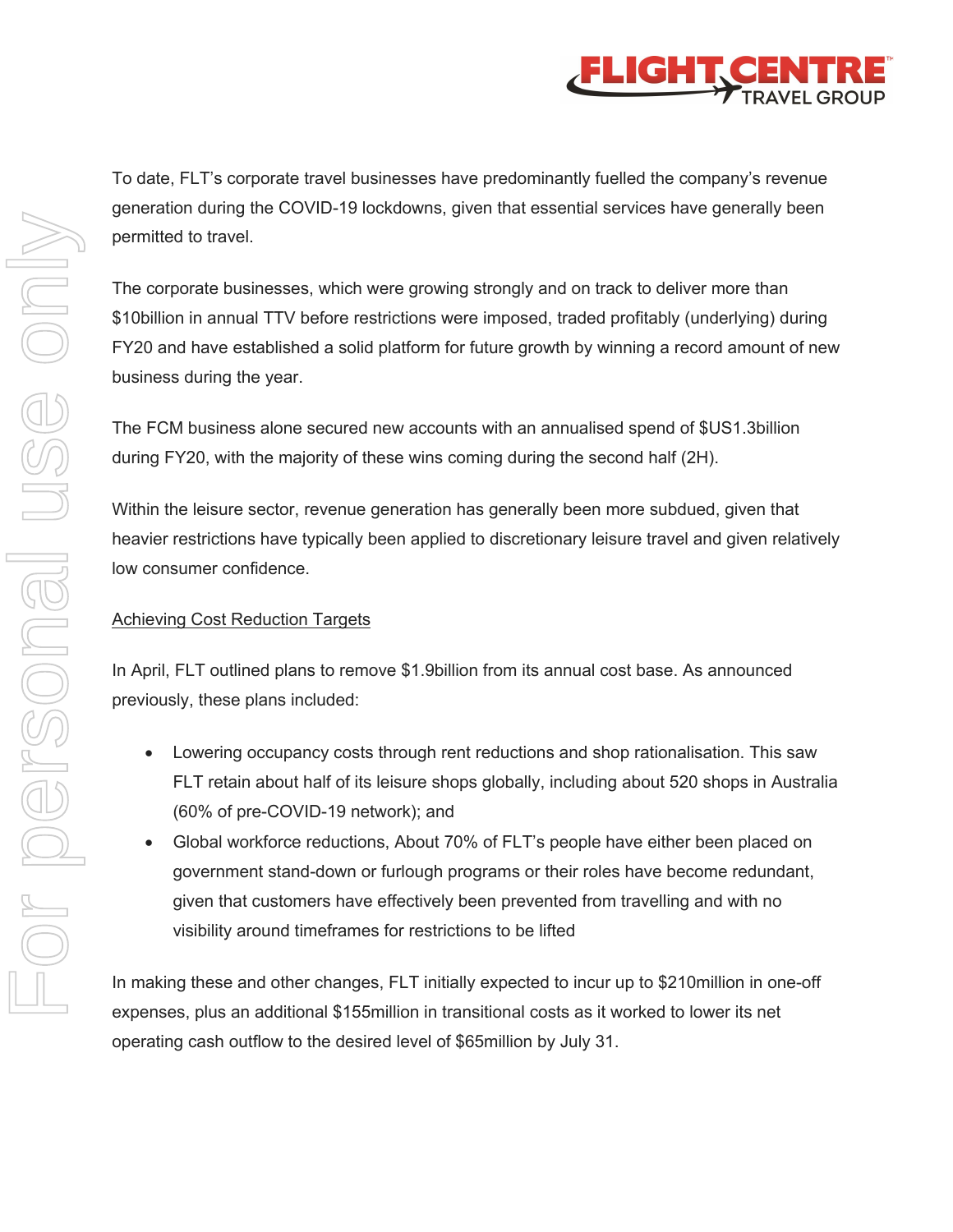To date, FLT's corporate travel businesses have predominantly fuelled the company's revenue generation during the COVID-19 lockdowns, given that essential services have generally been permitted to travel.

The corporate businesses, which were growing strongly and on track to deliver more than $10billion in annual TTV before restrictions were imposed, traded profitably (underlying) during FY20 and have established a solid platform for future growth by winning a record amount of new business during the year.

The FCM business alone secured new accounts with an annualised spend of $US1.3billion during FY20, with the majority of these wins coming during the second half (2H).

Within the leisure sector, revenue generation has generally been more subdued, given that heavier restrictions have typically been applied to discretionary leisure travel and given relatively low consumer confidence.

## Achieving Cost Reduction Targets

In April, FLT outlined plans to remove $1.9billion from its annual cost base. As announced previously, these plans included:

- Lowering occupancy costs through rent reductions and shop rationalisation. This saw FLT retain about half of its leisure shops globally, including about 520 shops in Australia (60% of pre-COVID-19 network); and
- Global workforce reductions, About 70% of FLT's people have either been placed on government stand-down or furlough programs or their roles have become redundant, given that customers have effectively been prevented from travelling and with no visibility around timeframes for restrictions to be lifted

In making these and other changes, FLT initially expected to incur up to $210million in one-off expenses, plus an additional $155million in transitional costs as it worked to lower its net operating cash outflow to the desired level of $65million by July 31.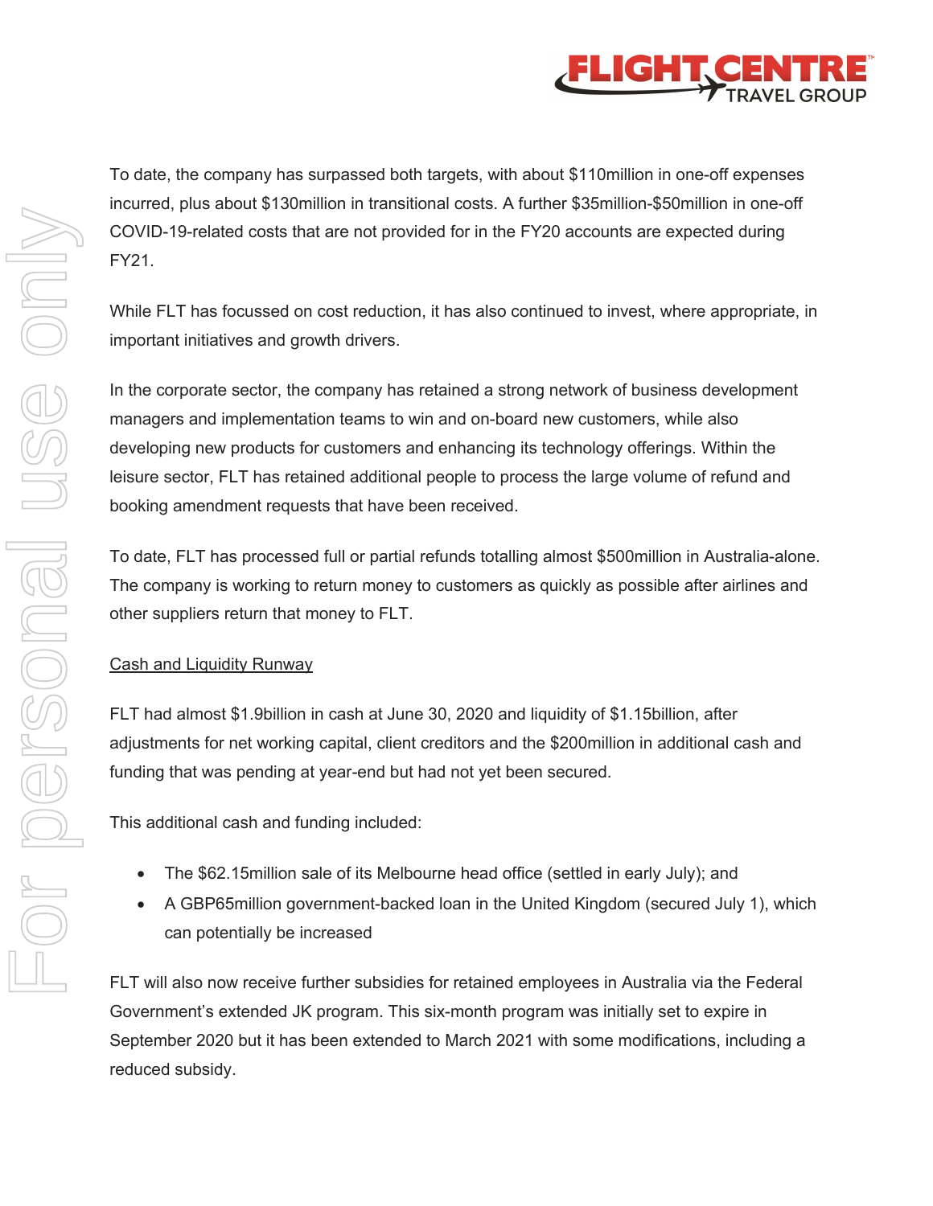To date, the company has surpassed both targets, with about $110million in one-off expenses incurred, plus about $130million in transitional costs. A further $35million-$50million in one-off COVID-19-related costs that are not provided for in the FY20 accounts are expected during FY21.

While FLT has focussed on cost reduction, it has also continued to invest, where appropriate, in important initiatives and growth drivers.

In the corporate sector, the company has retained a strong network of business development managers and implementation teams to win and on-board new customers, while also developing new products for customers and enhancing its technology offerings. Within the leisure sector, FLT has retained additional people to process the large volume of refund and booking amendment requests that have been received.

To date, FLT has processed full or partial refunds totalling almost $500million in Australia-alone. The company is working to return money to customers as quickly as possible after airlines and other suppliers return that money to FLT.

## Cash and Liquidity Runway

FLT had almost $1.9billion in cash at June 30, 2020 and liquidity of $1.15billion, after adjustments for net working capital, client creditors and the $200million in additional cash and funding that was pending at year-end but had not yet been secured.

This additional cash and funding included:

- The $62.15million sale of its Melbourne head office (settled in early July); and
- A GBP65million government-backed loan in the United Kingdom (secured July 1), which can potentially be increased

FLT will also now receive further subsidies for retained employees in Australia via the Federal Government's extended JK program. This six-month program was initially set to expire in September 2020 but it has been extended to March 2021 with some modifications, including a reduced subsidy.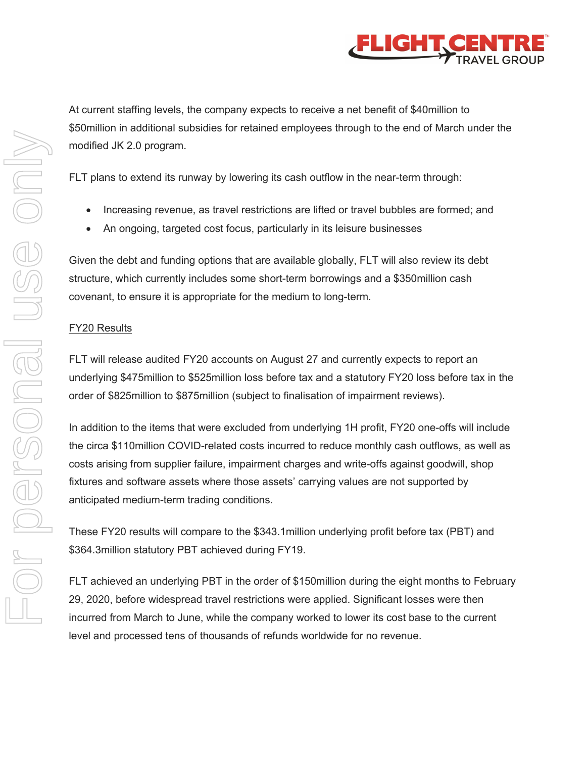At current staffing levels, the company expects to receive a net benefit of $40million to $50million in additional subsidies for retained employees through to the end of March under the modified JK 2.0 program.

FLT plans to extend its runway by lowering its cash outflow in the near-term through:

- Increasing revenue, as travel restrictions are lifted or travel bubbles are formed; and
- An ongoing, targeted cost focus, particularly in its leisure businesses

Given the debt and funding options that are available globally, FLT will also review its debt structure, which currently includes some short-term borrowings and a $350million cash covenant, to ensure it is appropriate for the medium to long-term.

## FY20 Results

FLT will release audited FY20 accounts on August 27 and currently expects to report an underlying $475million to $525million loss before tax and a statutory FY20 loss before tax in the order of $825million to $875million (subject to finalisation of impairment reviews).

In addition to the items that were excluded from underlying 1H profit, FY20 one-offs will include the circa $110million COVID-related costs incurred to reduce monthly cash outflows, as well as costs arising from supplier failure, impairment charges and write-offs against goodwill, shop fixtures and software assets where those assets' carrying values are not supported by anticipated medium-term trading conditions.

These FY20 results will compare to the $343.1million underlying profit before tax (PBT) and $364.3million statutory PBT achieved during FY19.

FLT achieved an underlying PBT in the order of $150million during the eight months to February 29, 2020, before widespread travel restrictions were applied. Significant losses were then incurred from March to June, while the company worked to lower its cost base to the current level and processed tens of thousands of refunds worldwide for no revenue.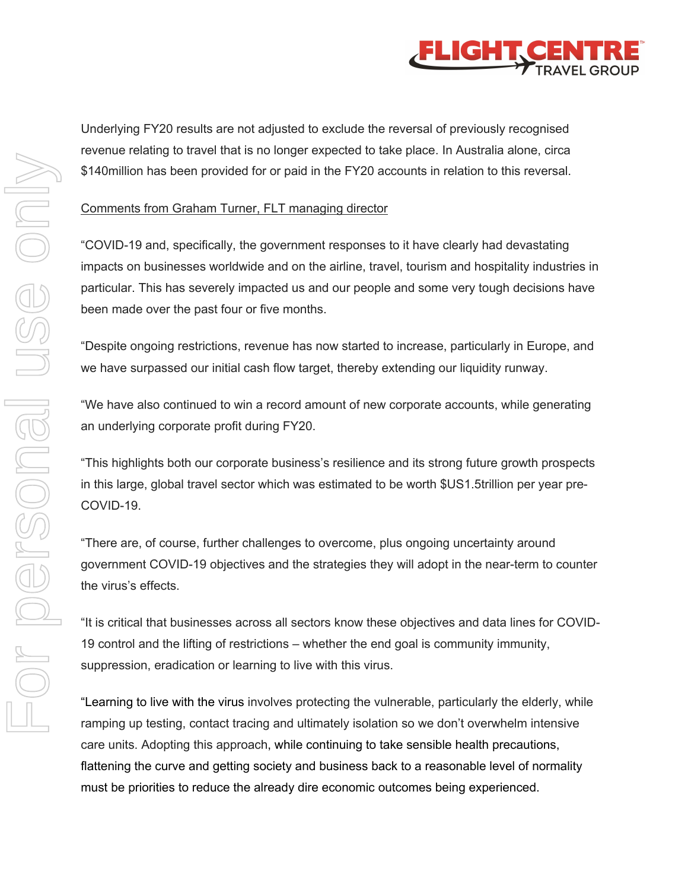Underlying FY20 results are not adjusted to exclude the reversal of previously recognised revenue relating to travel that is no longer expected to take place. In Australia alone, circa $140million has been provided for or paid in the FY20 accounts in relation to this reversal.

Comments from Graham Turner, FLT managing director

"COVID-19 and, specifically, the government responses to it have clearly had devastating impacts on businesses worldwide and on the airline, travel, tourism and hospitality industries in particular. This has severely impacted us and our people and some very tough decisions have been made over the past four or five months.

"Despite ongoing restrictions, revenue has now started to increase, particularly in Europe, and we have surpassed our initial cash flow target, thereby extending our liquidity runway.

"We have also continued to win a record amount of new corporate accounts, while generating an underlying corporate profit during FY20.

"This highlights both our corporate business's resilience and its strong future growth prospects in this large, global travel sector which was estimated to be worth $US1.5trillion per year pre-COVID-19.

"There are, of course, further challenges to overcome, plus ongoing uncertainty around government COVID-19 objectives and the strategies they will adopt in the near-term to counter the virus's effects.

"It is critical that businesses across all sectors know these objectives and data lines for COVID-19 control and the lifting of restrictions – whether the end goal is community immunity, suppression, eradication or learning to live with this virus.

"Learning to live with the virus involves protecting the vulnerable, particularly the elderly, while ramping up testing, contact tracing and ultimately isolation so we don't overwhelm intensive care units. Adopting this approach, while continuing to take sensible health precautions, flattening the curve and getting society and business back to a reasonable level of normality must be priorities to reduce the already dire economic outcomes being experienced.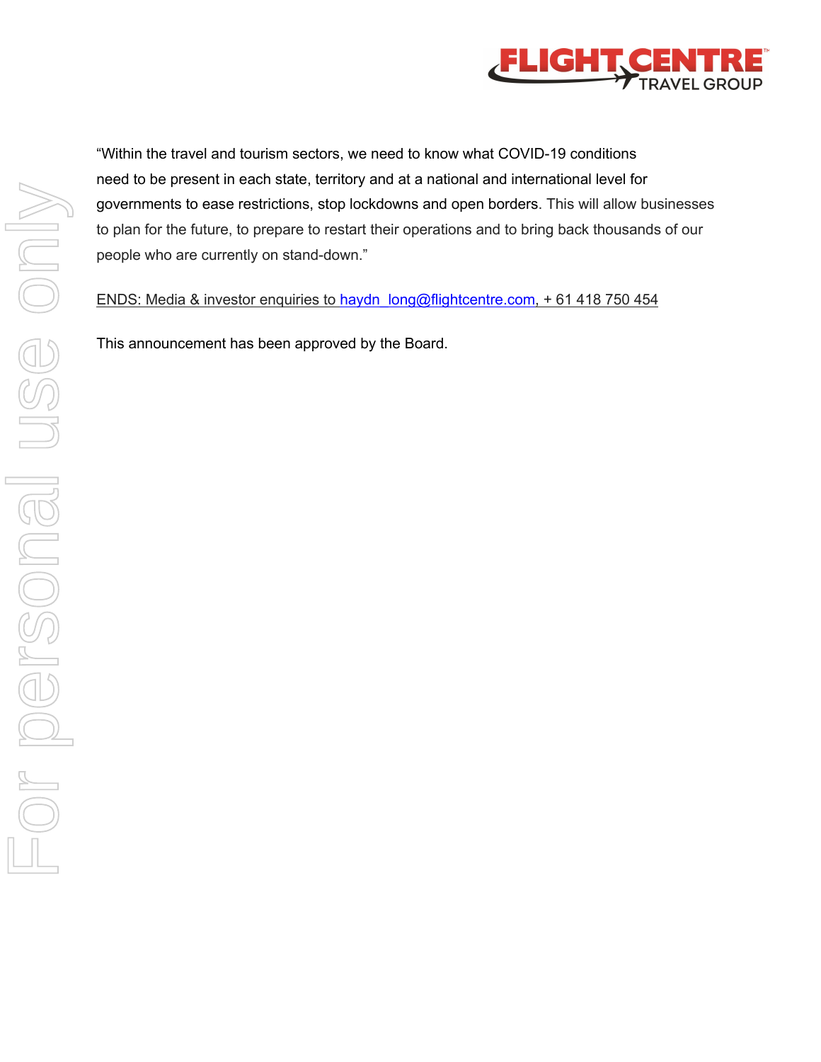"Within the travel and tourism sectors, we need to know what COVID-19 conditions need to be present in each state, territory and at a national and international level for governments to ease restrictions, stop lockdowns and open borders. This will allow businesses to plan for the future, to prepare to restart their operations and to bring back thousands of our people who are currently on stand-down."

ENDS: Media & investor enquiries to haydn_long@flightcentre.com, + 61 418 750 454

This announcement has been approved by the Board.